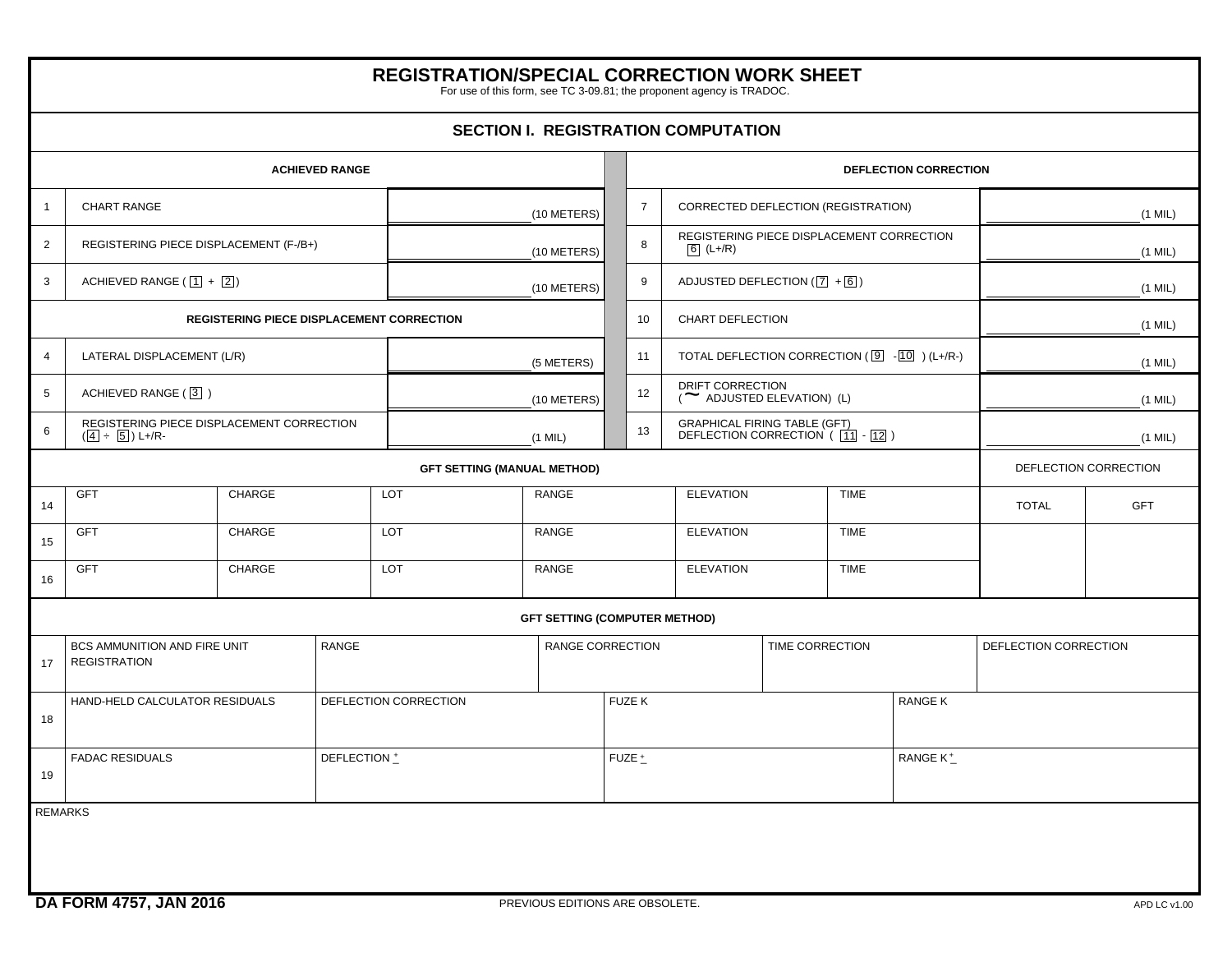# REGISTRATION/SPECIAL CORRECTION WORK SHEET

For use of this form, see TC 3-09.81; the proponent agency is TRADOC.

## SECTION I. REGISTRATION COMPUTATION

| | ACHIEVED RANGE | | | | DEFLECTION CORRECTION | |
|---|---|---|---|---|---|---|
| 1 | CHART RANGE | (10 METERS) | | 7 | CORRECTED DEFLECTION (REGISTRATION) | (1 MIL) |
| 2 | REGISTERING PIECE DISPLACEMENT (F-/B+) | (10 METERS) | | 8 | REGISTERING PIECE DISPLACEMENT CORRECTION [6] (L+/R) | (1 MIL) |
| 3 | ACHIEVED RANGE ( [1] + [2] ) | (10 METERS) | | 9 | ADJUSTED DEFLECTION ( [7] + [6] ) | (1 MIL) |
| | **REGISTERING PIECE DISPLACEMENT CORRECTION** | | | 10 | CHART DEFLECTION | (1 MIL) |
| 4 | LATERAL DISPLACEMENT (L/R) | (5 METERS) | | 11 | TOTAL DEFLECTION CORRECTION ( [9] - [10] ) (L+/R-) | (1 MIL) |
| 5 | ACHIEVED RANGE ( [3] ) | (10 METERS) | | 12 | DRIFT CORRECTION (~ ADJUSTED ELEVATION) (L) | (1 MIL) |
| 6 | REGISTERING PIECE DISPLACEMENT CORRECTION ( [4] ÷ [5] ) L+/R- | (1 MIL) | | 13 | GRAPHICAL FIRING TABLE (GFT) DEFLECTION CORRECTION ( [11] - [12] ) | (1 MIL) |

### GFT SETTING (MANUAL METHOD)

| | | | | | | | DEFLECTION CORRECTION | |
|---|---|---|---|---|---|---|---|---|
| 14 | GFT | CHARGE | LOT | RANGE | ELEVATION | TIME | TOTAL | GFT |
| 15 | GFT | CHARGE | LOT | RANGE | ELEVATION | TIME | | |
| 16 | GFT | CHARGE | LOT | RANGE | ELEVATION | TIME | | |

### GFT SETTING (COMPUTER METHOD)

| | | | | | |
|---|---|---|---|---|---|
| 17 | BCS AMMUNITION AND FIRE UNIT REGISTRATION | RANGE | RANGE CORRECTION | TIME CORRECTION | DEFLECTION CORRECTION |
| 18 | HAND-HELD CALCULATOR RESIDUALS | DEFLECTION CORRECTION | FUZE K | RANGE K | |
| 19 | FADAC RESIDUALS | DEFLECTION ± | FUZE ± | RANGE K ± | |

REMARKS

DA FORM 4757, JAN 2016 — PREVIOUS EDITIONS ARE OBSOLETE. — APD LC v1.00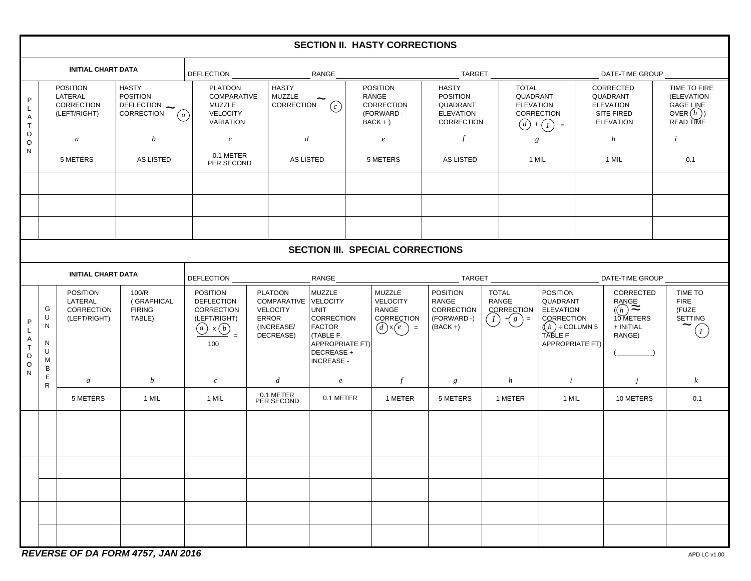## SECTION II. HASTY CORRECTIONS

**INITIAL CHART DATA** DEFLECTION ______ RANGE ______ TARGET ______ DATE-TIME GROUP ______

| PLATOON | POSITION LATERAL CORRECTION (LEFT/RIGHT) *a* | HASTY POSITION DEFLECTION CORRECTION ~ (a) *b* | PLATOON COMPARATIVE MUZZLE VELOCITY VARIATION *c* | HASTY MUZZLE CORRECTION ~ (c) *d* | POSITION RANGE CORRECTION (FORWARD - BACK + ) *e* | HASTY POSITION QUADRANT ELEVATION CORRECTION *f* | TOTAL QUADRANT ELEVATION CORRECTION (d) + (1) = *g* | CORRECTED QUADRANT ELEVATION − SITE FIRED = ELEVATION *h* | TIME TO FIRE (ELEVATION GAGE LINE OVER (h)) READ TIME *i* |
|---|---|---|---|---|---|---|---|---|---|
| | 5 METERS | AS LISTED | 0.1 METER PER SECOND | AS LISTED | 5 METERS | AS LISTED | 1 MIL | 1 MIL | 0.1 |
| | | | | | | | | | |
| | | | | | | | | | |
| | | | | | | | | | |

## SECTION III. SPECIAL CORRECTIONS

**INITIAL CHART DATA** DEFLECTION ______ RANGE ______ TARGET ______ DATE-TIME GROUP ______

| PLATOON | GUN NUMBER | POSITION LATERAL CORRECTION (LEFT/RIGHT) *a* | 100/R (GRAPHICAL FIRING TABLE) *b* | POSITION DEFLECTION CORRECTION (LEFT/RIGHT) ((a) x (b)) / 100 = *c* | PLATOON COMPARATIVE VELOCITY ERROR (INCREASE/ DECREASE) *d* | MUZZLE VELOCITY UNIT CORRECTION FACTOR (TABLE F. APPROPRIATE FT) DECREASE + INCREASE - *e* | MUZZLE VELOCITY RANGE CORRECTION (d) x (e) = *f* | POSITION RANGE CORRECTION (FORWARD -) (BACK +) *g* | TOTAL RANGE CORRECTION (1) + (g) = *h* | POSITION QUADRANT ELEVATION CORRECTION ((h) ÷ COLUMN 5 TABLE F APPROPRIATE FT) *i* | CORRECTED RANGE ((h) ≈ 10 METERS + INITIAL RANGE) (______) *j* | TIME TO FIRE (FUZE SETTING ~ (1)) *k* |
|---|---|---|---|---|---|---|---|---|---|---|---|---|
| | | 5 METERS | 1 MIL | 1 MIL | 0.1 METER PER SECOND | 0.1 METER | 1 METER | 5 METERS | 1 METER | 1 MIL | 10 METERS | 0.1 |
| | | | | | | | | | | | | |
| | | | | | | | | | | | | |
| | | | | | | | | | | | | |
| | | | | | | | | | | | | |
| | | | | | | | | | | | | |
| | | | | | | | | | | | | |

***REVERSE OF DA FORM 4757, JAN 2016***

APD LC v1.00